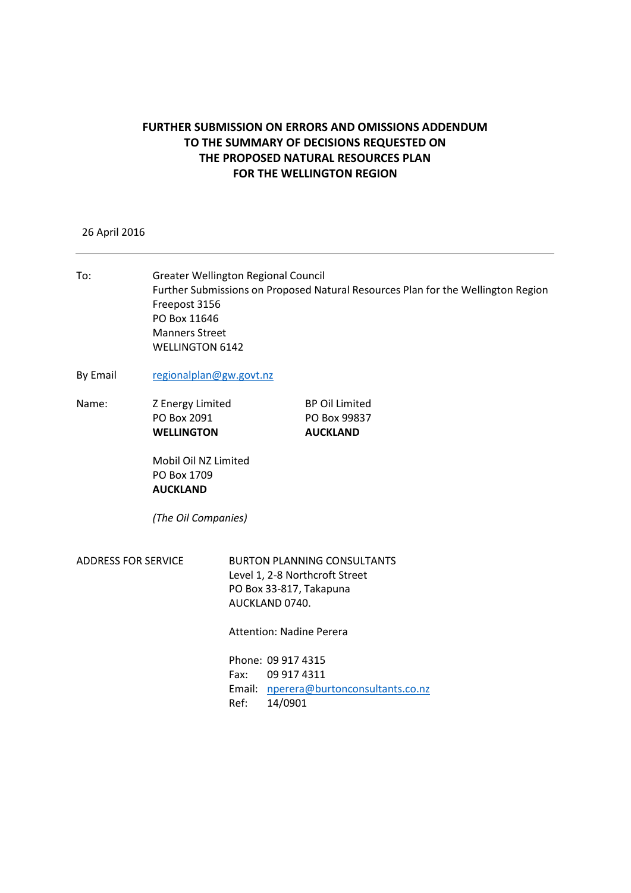# FURTHER SUBMISSION ON ERRORS AND OMISSIONS ADDENDUM TO THE SUMMARY OF DECISIONS REQUESTED ON THE PROPOSED NATURAL RESOURCES PLAN FOR THE WELLINGTON REGION

26 April 2016

---

To: Greater Wellington Regional Council
Further Submissions on Proposed Natural Resources Plan for the Wellington Region
Freepost 3156
PO Box 11646
Manners Street
WELLINGTON 6142

By Email regionalplan@gw.govt.nz

Name:

Z Energy Limited
PO Box 2091
**WELLINGTON**

BP Oil Limited
PO Box 99837
**AUCKLAND**

Mobil Oil NZ Limited
PO Box 1709
**AUCKLAND**

*(The Oil Companies)*

ADDRESS FOR SERVICE

BURTON PLANNING CONSULTANTS
Level 1, 2-8 Northcroft Street
PO Box 33-817, Takapuna
AUCKLAND 0740.

Attention: Nadine Perera

Phone: 09 917 4315
Fax: 09 917 4311
Email: nperera@burtonconsultants.co.nz
Ref: 14/0901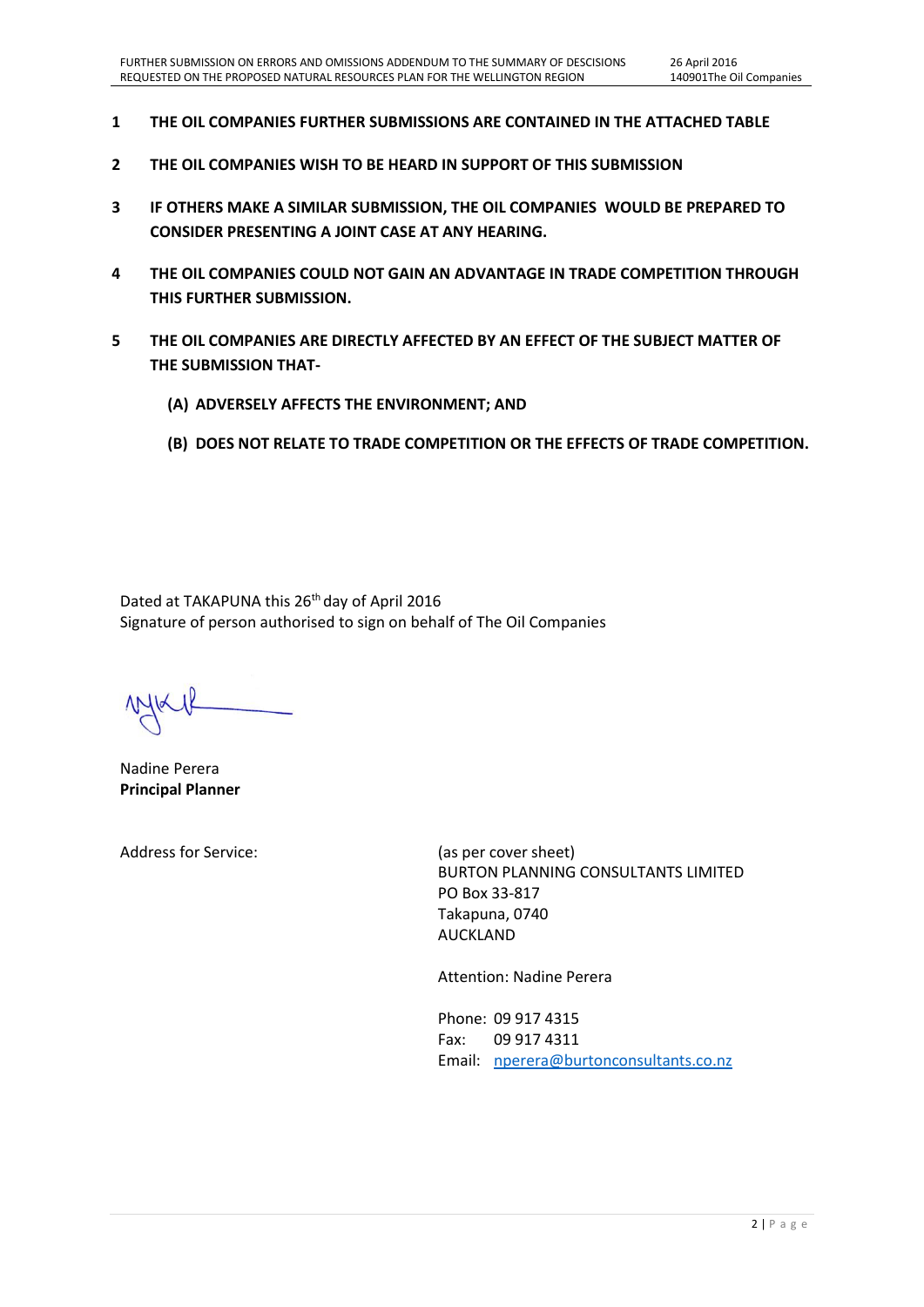1. **THE OIL COMPANIES FURTHER SUBMISSIONS ARE CONTAINED IN THE ATTACHED TABLE**

2. **THE OIL COMPANIES WISH TO BE HEARD IN SUPPORT OF THIS SUBMISSION**

3. **IF OTHERS MAKE A SIMILAR SUBMISSION, THE OIL COMPANIES WOULD BE PREPARED TO CONSIDER PRESENTING A JOINT CASE AT ANY HEARING.**

4. **THE OIL COMPANIES COULD NOT GAIN AN ADVANTAGE IN TRADE COMPETITION THROUGH THIS FURTHER SUBMISSION.**

5. **THE OIL COMPANIES ARE DIRECTLY AFFECTED BY AN EFFECT OF THE SUBJECT MATTER OF THE SUBMISSION THAT-**

   **(A) ADVERSELY AFFECTS THE ENVIRONMENT; AND**

   **(B) DOES NOT RELATE TO TRADE COMPETITION OR THE EFFECTS OF TRADE COMPETITION.**

Dated at TAKAPUNA this 26th day of April 2016
Signature of person authorised to sign on behalf of The Oil Companies

Nadine Perera
**Principal Planner**

Address for Service:

(as per cover sheet)
BURTON PLANNING CONSULTANTS LIMITED
PO Box 33-817
Takapuna, 0740
AUCKLAND

Attention: Nadine Perera

Phone: 09 917 4315
Fax: 09 917 4311
Email: nperera@burtonconsultants.co.nz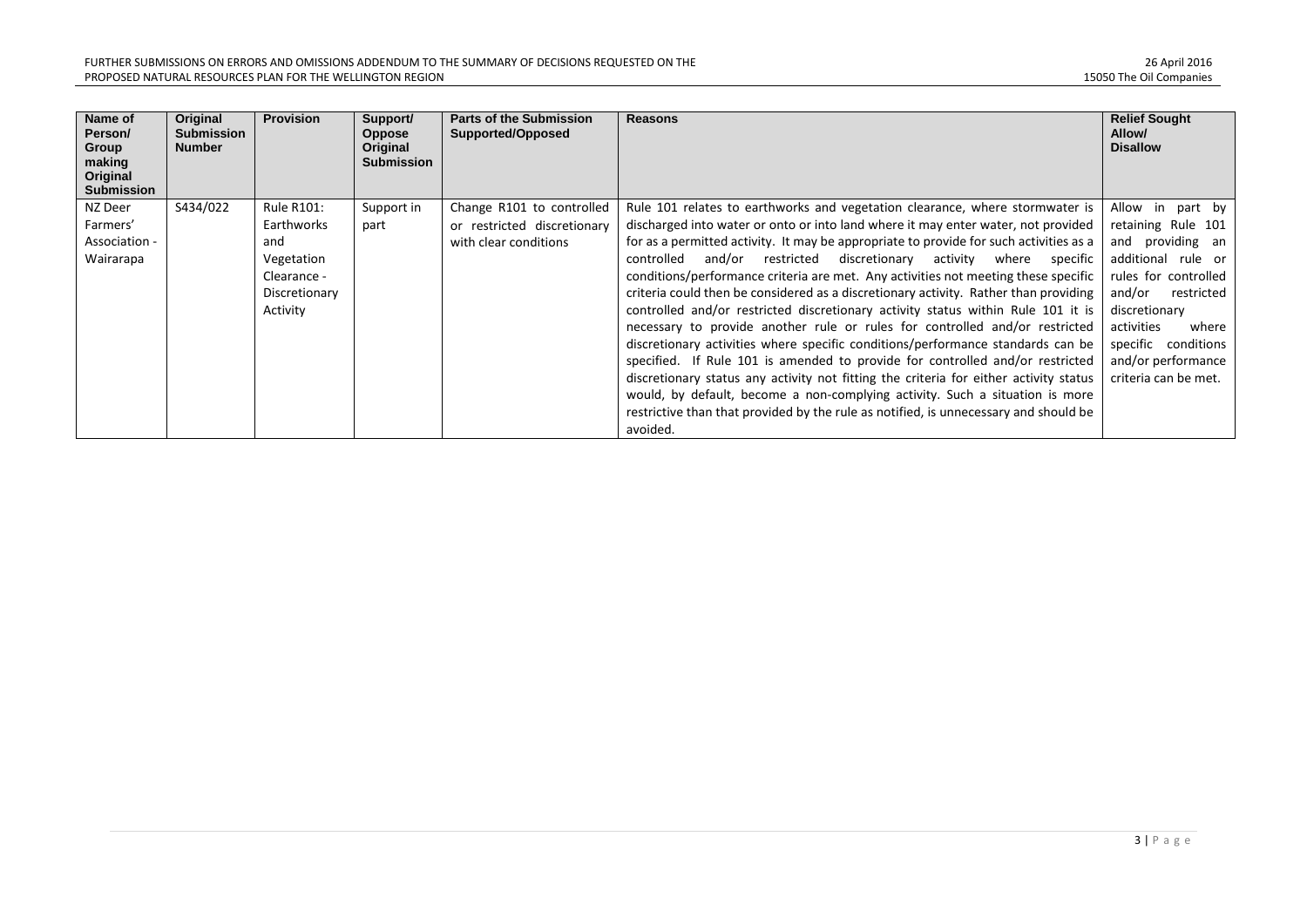| Name of Person/ Group making Original Submission | Original Submission Number | Provision | Support/ Oppose Original Submission | Parts of the Submission Supported/Opposed | Reasons | Relief Sought Allow/ Disallow |
|---|---|---|---|---|---|---|
| NZ Deer Farmers' Association - Wairarapa | S434/022 | Rule R101: Earthworks and Vegetation Clearance - Discretionary Activity | Support in part | Change R101 to controlled or restricted discretionary with clear conditions | Rule 101 relates to earthworks and vegetation clearance, where stormwater is discharged into water or onto or into land where it may enter water, not provided for as a permitted activity. It may be appropriate to provide for such activities as a controlled and/or restricted discretionary activity where specific conditions/performance criteria are met. Any activities not meeting these specific criteria could then be considered as a discretionary activity. Rather than providing controlled and/or restricted discretionary activity status within Rule 101 it is necessary to provide another rule or rules for controlled and/or restricted discretionary activities where specific conditions/performance standards can be specified. If Rule 101 is amended to provide for controlled and/or restricted discretionary status any activity not fitting the criteria for either activity status would, by default, become a non-complying activity. Such a situation is more restrictive than that provided by the rule as notified, is unnecessary and should be avoided. | Allow in part by retaining Rule 101 and providing an additional rule or rules for controlled and/or restricted discretionary activities where specific conditions and/or performance criteria can be met. |